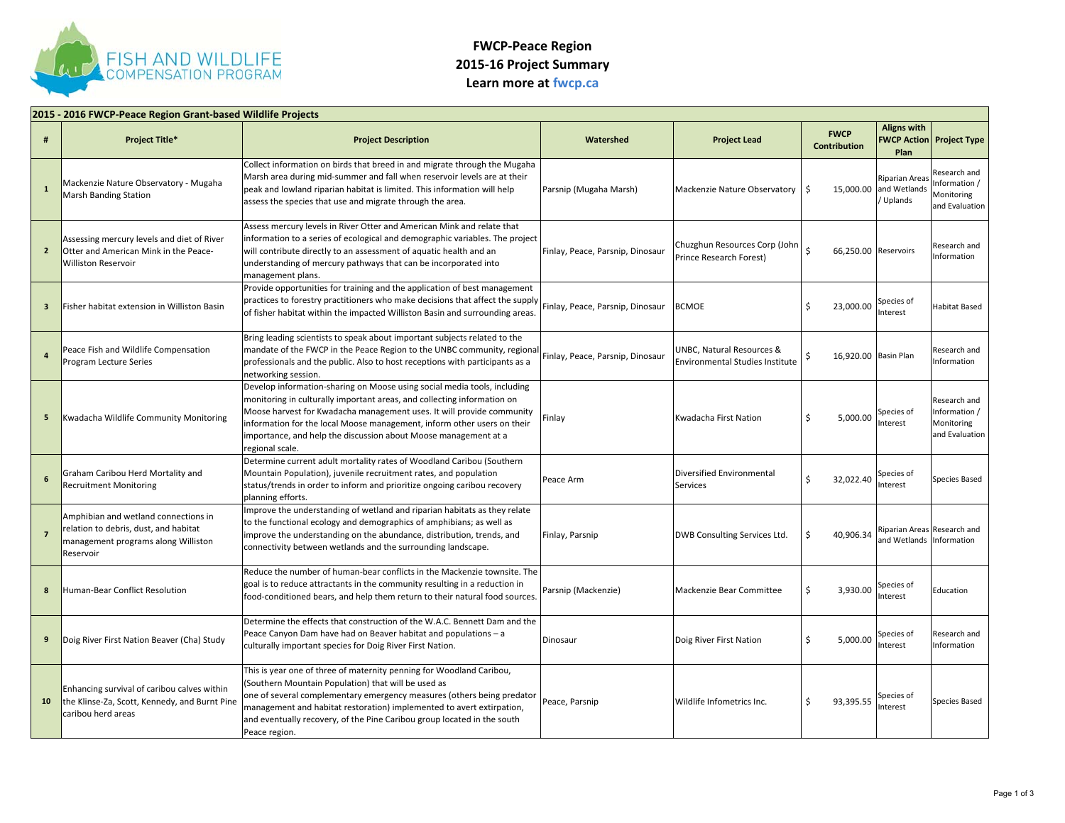# FWCP-Peace Region
# 2015-16 Project Summary
# Learn more at fwcp.ca

**2015 - 2016 FWCP-Peace Region Grant-based Wildlife Projects**

| # | Project Title* | Project Description | Watershed | Project Lead | FWCP Contribution | Aligns with FWCP Action Plan | Project Type |
|---|---|---|---|---|---|---|---|
| 1 | Mackenzie Nature Observatory - Mugaha Marsh Banding Station | Collect information on birds that breed in and migrate through the Mugaha Marsh area during mid-summer and fall when reservoir levels are at their peak and lowland riparian habitat is limited. This information will help assess the species that use and migrate through the area. | Parsnip (Mugaha Marsh) | Mackenzie Nature Observatory | $ 15,000.00 | Riparian Areas and Wetlands / Uplands | Research and Information / Monitoring and Evaluation |
| 2 | Assessing mercury levels and diet of River Otter and American Mink in the Peace-Williston Reservoir | Assess mercury levels in River Otter and American Mink and relate that information to a series of ecological and demographic variables. The project will contribute directly to an assessment of aquatic health and an understanding of mercury pathways that can be incorporated into management plans. | Finlay, Peace, Parsnip, Dinosaur | Chuzghun Resources Corp (John Prince Research Forest) | $ 66,250.00 | Reservoirs | Research and Information |
| 3 | Fisher habitat extension in Williston Basin | Provide opportunities for training and the application of best management practices to forestry practitioners who make decisions that affect the supply of fisher habitat within the impacted Williston Basin and surrounding areas. | Finlay, Peace, Parsnip, Dinosaur | BCMOE | $ 23,000.00 | Species of Interest | Habitat Based |
| 4 | Peace Fish and Wildlife Compensation Program Lecture Series | Bring leading scientists to speak about important subjects related to the mandate of the FWCP in the Peace Region to the UNBC community, regional professionals and the public. Also to host receptions with participants as a networking session. | Finlay, Peace, Parsnip, Dinosaur | UNBC, Natural Resources & Environmental Studies Institute | $ 16,920.00 | Basin Plan | Research and Information |
| 5 | Kwadacha Wildlife Community Monitoring | Develop information-sharing on Moose using social media tools, including monitoring in culturally important areas, and collecting information on Moose harvest for Kwadacha management uses. It will provide community information for the local Moose management, inform other users on their importance, and help the discussion about Moose management at a regional scale. | Finlay | Kwadacha First Nation | $ 5,000.00 | Species of Interest | Research and Information / Monitoring and Evaluation |
| 6 | Graham Caribou Herd Mortality and Recruitment Monitoring | Determine current adult mortality rates of Woodland Caribou (Southern Mountain Population), juvenile recruitment rates, and population status/trends in order to inform and prioritize ongoing caribou recovery planning efforts. | Peace Arm | Diversified Environmental Services | $ 32,022.40 | Species of Interest | Species Based |
| 7 | Amphibian and wetland connections in relation to debris, dust, and habitat management programs along Williston Reservoir | Improve the understanding of wetland and riparian habitats as they relate to the functional ecology and demographics of amphibians; as well as improve the understanding on the abundance, distribution, trends, and connectivity between wetlands and the surrounding landscape. | Finlay, Parsnip | DWB Consulting Services Ltd. | $ 40,906.34 | Riparian Areas and Wetlands | Research and Information |
| 8 | Human-Bear Conflict Resolution | Reduce the number of human-bear conflicts in the Mackenzie townsite. The goal is to reduce attractants in the community resulting in a reduction in food-conditioned bears, and help them return to their natural food sources. | Parsnip (Mackenzie) | Mackenzie Bear Committee | $ 3,930.00 | Species of Interest | Education |
| 9 | Doig River First Nation Beaver (Cha) Study | Determine the effects that construction of the W.A.C. Bennett Dam and the Peace Canyon Dam have had on Beaver habitat and populations – a culturally important species for Doig River First Nation. | Dinosaur | Doig River First Nation | $ 5,000.00 | Species of Interest | Research and Information |
| 10 | Enhancing survival of caribou calves within the Klinse-Za, Scott, Kennedy, and Burnt Pine caribou herd areas | This is year one of three of maternity penning for Woodland Caribou, (Southern Mountain Population) that will be used as one of several complementary emergency measures (others being predator management and habitat restoration) implemented to avert extirpation, and eventually recovery, of the Pine Caribou group located in the south Peace region. | Peace, Parsnip | Wildlife Infometrics Inc. | $ 93,395.55 | Species of Interest | Species Based |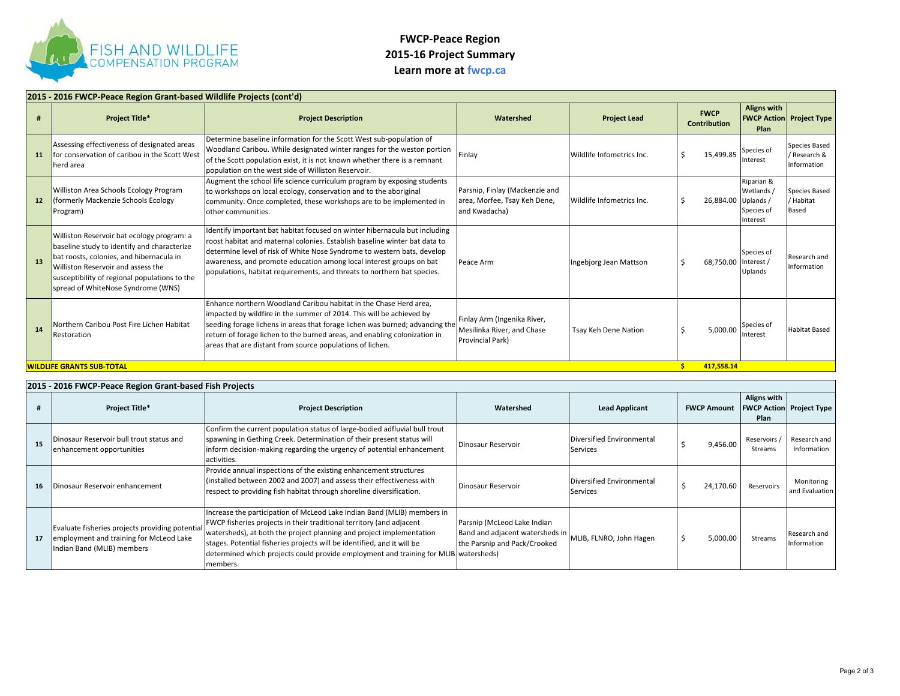# FWCP-Peace Region
## 2015-16 Project Summary
**Learn more at fwcp.ca**

**2015 - 2016 FWCP-Peace Region Grant-based Wildlife Projects (cont'd)**

| # | Project Title* | Project Description | Watershed | Project Lead | FWCP Contribution | Aligns with FWCP Action Plan | Project Type |
|---|---|---|---|---|---|---|---|
| 11 | Assessing effectiveness of designated areas for conservation of caribou in the Scott West herd area | Determine baseline information for the Scott West sub-population of Woodland Caribou. While designated winter ranges for the weston portion of the Scott population exist, it is not known whether there is a remnant population on the west side of Williston Reservoir. | Finlay | Wildlife Infometrics Inc. | $ 15,499.85 | Species of Interest | Species Based / Research & Information |
| 12 | Williston Area Schools Ecology Program (formerly Mackenzie Schools Ecology Program) | Augment the school life science curriculum program by exposing students to workshops on local ecology, conservation and to the aboriginal community. Once completed, these workshops are to be implemented in other communities. | Parsnip, Finlay (Mackenzie and area, Morfee, Tsay Keh Dene, and Kwadacha) | Wildlife Infometrics Inc. | $ 26,884.00 | Riparian & Wetlands / Uplands / Species of Interest | Species Based / Habitat Based |
| 13 | Williston Reservoir bat ecology program: a baseline study to identify and characterize bat roosts, colonies, and hibernacula in Williston Reservoir and assess the susceptibility of regional populations to the spread of WhiteNose Syndrome (WNS) | Identify important bat habitat focused on winter hibernacula but including roost habitat and maternal colonies. Establish baseline winter bat data to determine level of risk of White Nose Syndrome to western bats, develop awareness, and promote education among local interest groups on bat populations, habitat requirements, and threats to northern bat species. | Peace Arm | Ingebjorg Jean Mattson | $ 68,750.00 | Species of Interest / Uplands | Research and Information |
| 14 | Northern Caribou Post Fire Lichen Habitat Restoration | Enhance northern Woodland Caribou habitat in the Chase Herd area, impacted by wildfire in the summer of 2014. This will be achieved by seeding forage lichens in areas that forage lichen was burned; advancing the return of forage lichen to the burned areas, and enabling colonization in areas that are distant from source populations of lichen. | Finlay Arm (Ingenika River, Mesilinka River, and Chase Provincial Park) | Tsay Keh Dene Nation | $ 5,000.00 | Species of Interest | Habitat Based |
| **WILDLIFE GRANTS SUB-TOTAL** | | | | | **$ 417,558.14** | | |

**2015 - 2016 FWCP-Peace Region Grant-based Fish Projects**

| # | Project Title* | Project Description | Watershed | Lead Applicant | FWCP Amount | Aligns with FWCP Action Plan | Project Type |
|---|---|---|---|---|---|---|---|
| 15 | Dinosaur Reservoir bull trout status and enhancement opportunities | Confirm the current population status of large-bodied adfluvial bull trout spawning in Gething Creek. Determination of their present status will inform decision-making regarding the urgency of potential enhancement activities. | Dinosaur Reservoir | Diversified Environmental Services | $ 9,456.00 | Reservoirs / Streams | Research and Information |
| 16 | Dinosaur Reservoir enhancement | Provide annual inspections of the existing enhancement structures (installed between 2002 and 2007) and assess their effectiveness with respect to providing fish habitat through shoreline diversification. | Dinosaur Reservoir | Diversified Environmental Services | $ 24,170.60 | Reservoirs | Monitoring and Evaluation |
| 17 | Evaluate fisheries projects providing potential employment and training for McLeod Lake Indian Band (MLIB) members | Increase the participation of McLeod Lake Indian Band (MLIB) members in FWCP fisheries projects in their traditional territory (and adjacent watersheds), at both the project planning and project implementation stages. Potential fisheries projects will be identified, and it will be determined which projects could provide employment and training for MLIB members. | Parsnip (McLeod Lake Indian Band and adjacent watersheds in the Parsnip and Pack/Crooked watersheds) | MLIB, FLNRO, John Hagen | $ 5,000.00 | Streams | Research and Information |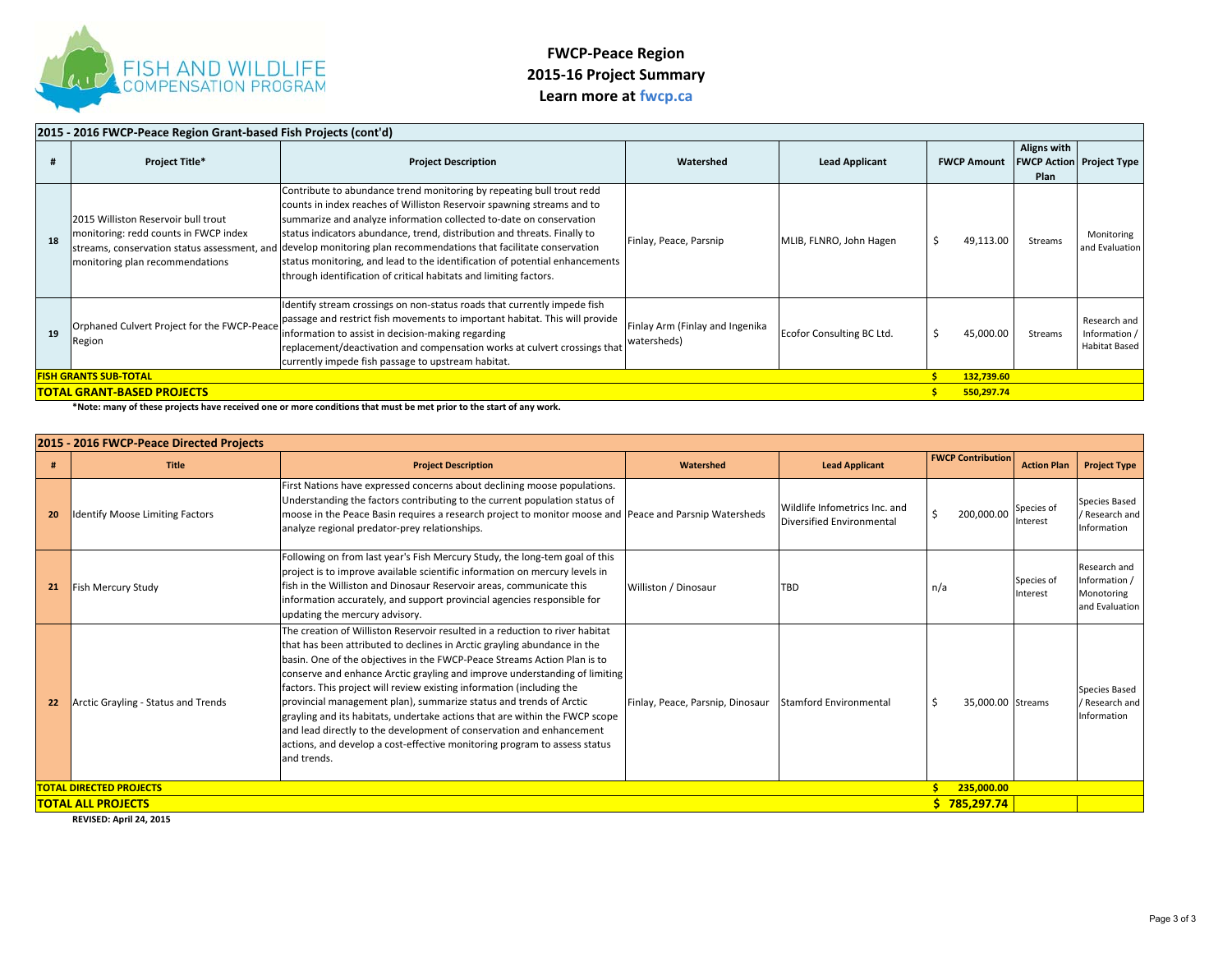# FWCP-Peace Region
## 2015-16 Project Summary
**Learn more at fwcp.ca**

**2015 - 2016 FWCP-Peace Region Grant-based Fish Projects (cont'd)**

| # | Project Title* | Project Description | Watershed | Lead Applicant | FWCP Amount | Aligns with FWCP Action Plan | Project Type |
|---|---|---|---|---|---|---|---|
| 18 | 2015 Williston Reservoir bull trout monitoring: redd counts in FWCP index streams, conservation status assessment, and monitoring plan recommendations | Contribute to abundance trend monitoring by repeating bull trout redd counts in index reaches of Williston Reservoir spawning streams and to summarize and analyze information collected to-date on conservation status indicators abundance, trend, distribution and threats. Finally to develop monitoring plan recommendations that facilitate conservation status monitoring, and lead to the identification of potential enhancements through identification of critical habitats and limiting factors. | Finlay, Peace, Parsnip | MLIB, FLNRO, John Hagen | $ 49,113.00 | Streams | Monitoring and Evaluation |
| 19 | Orphaned Culvert Project for the FWCP-Peace Region | Identify stream crossings on non-status roads that currently impede fish passage and restrict fish movements to important habitat. This will provide information to assist in decision-making regarding replacement/deactivation and compensation works at culvert crossings that currently impede fish passage to upstream habitat. | Finlay Arm (Finlay and Ingenika watersheds) | Ecofor Consulting BC Ltd. | $ 45,000.00 | Streams | Research and Information / Habitat Based |
| **FISH GRANTS SUB-TOTAL** | | | | | **$ 132,739.60** | | |
| **TOTAL GRANT-BASED PROJECTS** | | | | | **$ 550,297.74** | | |

**\*Note: many of these projects have received one or more conditions that must be met prior to the start of any work.**

**2015 - 2016 FWCP-Peace Directed Projects**

| # | Title | Project Description | Watershed | Lead Applicant | FWCP Contribution | Action Plan | Project Type |
|---|---|---|---|---|---|---|---|
| 20 | Identify Moose Limiting Factors | First Nations have expressed concerns about declining moose populations. Understanding the factors contributing to the current population status of moose in the Peace Basin requires a research project to monitor moose and analyze regional predator-prey relationships. | Peace and Parsnip Watersheds | Wildlife Infometrics Inc. and Diversified Environmental | $ 200,000.00 | Species of Interest | Species Based / Research and Information |
| 21 | Fish Mercury Study | Following on from last year's Fish Mercury Study, the long-tem goal of this project is to improve available scientific information on mercury levels in fish in the Williston and Dinosaur Reservoir areas, communicate this information accurately, and support provincial agencies responsible for updating the mercury advisory. | Williston / Dinosaur | TBD | n/a | Species of Interest | Research and Information / Monotoring and Evaluation |
| 22 | Arctic Grayling - Status and Trends | The creation of Williston Reservoir resulted in a reduction to river habitat that has been attributed to declines in Arctic grayling abundance in the basin. One of the objectives in the FWCP-Peace Streams Action Plan is to conserve and enhance Arctic grayling and improve understanding of limiting factors. This project will review existing information (including the provincial management plan), summarize status and trends of Arctic grayling and its habitats, undertake actions that are within the FWCP scope and lead directly to the development of conservation and enhancement actions, and develop a cost-effective monitoring program to assess status and trends. | Finlay, Peace, Parsnip, Dinosaur | Stamford Environmental | $ 35,000.00 | Streams | Species Based / Research and Information |
| **TOTAL DIRECTED PROJECTS** | | | | | **$ 235,000.00** | | |
| **TOTAL ALL PROJECTS** | | | | | **$ 785,297.74** | | |

**REVISED: April 24, 2015**